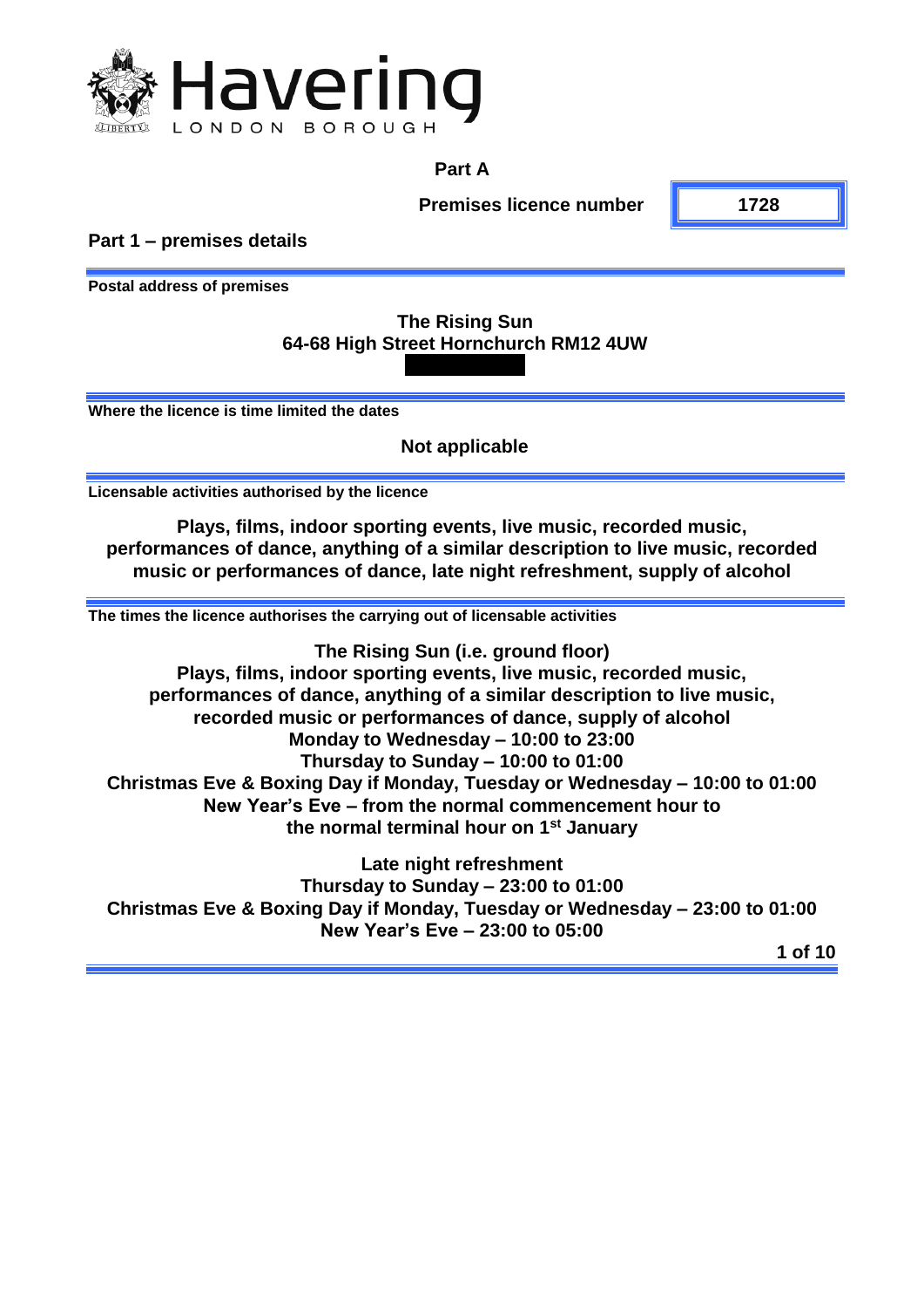Havering
LONDON BOROUGH

## Part A

**Premises licence number** | **1728**

## Part 1 – premises details

**Postal address of premises**

**The Rising Sun**
**64-68 High Street Hornchurch RM12 4UW**

**Where the licence is time limited the dates**

**Not applicable**

**Licensable activities authorised by the licence**

**Plays, films, indoor sporting events, live music, recorded music, performances of dance, anything of a similar description to live music, recorded music or performances of dance, late night refreshment, supply of alcohol**

**The times the licence authorises the carrying out of licensable activities**

**The Rising Sun (i.e. ground floor)**
**Plays, films, indoor sporting events, live music, recorded music, performances of dance, anything of a similar description to live music, recorded music or performances of dance, supply of alcohol**
**Monday to Wednesday – 10:00 to 23:00**
**Thursday to Sunday – 10:00 to 01:00**
**Christmas Eve & Boxing Day if Monday, Tuesday or Wednesday – 10:00 to 01:00**
**New Year's Eve – from the normal commencement hour to the normal terminal hour on 1st January**

**Late night refreshment**
**Thursday to Sunday – 23:00 to 01:00**
**Christmas Eve & Boxing Day if Monday, Tuesday or Wednesday – 23:00 to 01:00**
**New Year's Eve – 23:00 to 05:00**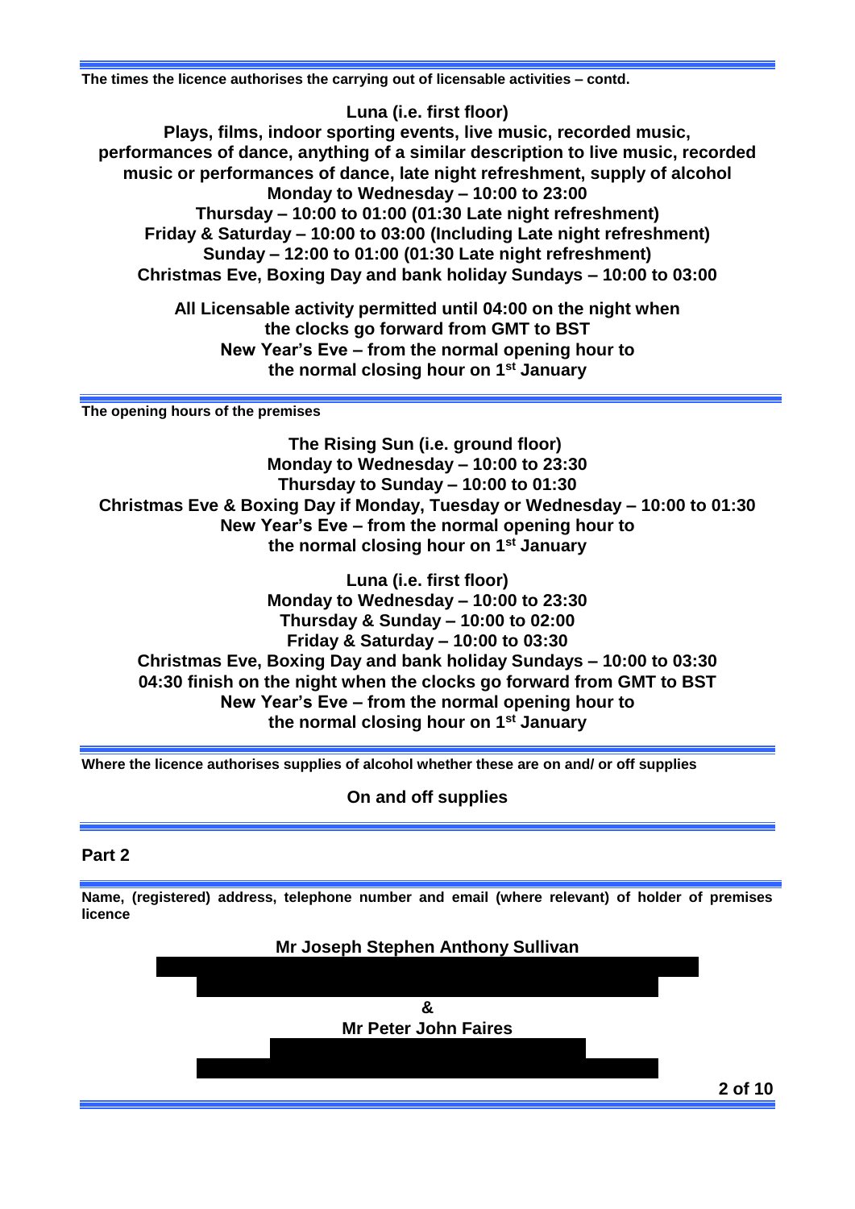**The times the licence authorises the carrying out of licensable activities – contd.**

**Luna (i.e. first floor)**
**Plays, films, indoor sporting events, live music, recorded music, performances of dance, anything of a similar description to live music, recorded music or performances of dance, late night refreshment, supply of alcohol**
**Monday to Wednesday – 10:00 to 23:00**
**Thursday – 10:00 to 01:00 (01:30 Late night refreshment)**
**Friday & Saturday – 10:00 to 03:00 (Including Late night refreshment)**
**Sunday – 12:00 to 01:00 (01:30 Late night refreshment)**
**Christmas Eve, Boxing Day and bank holiday Sundays – 10:00 to 03:00**

**All Licensable activity permitted until 04:00 on the night when the clocks go forward from GMT to BST**
**New Year's Eve – from the normal opening hour to the normal closing hour on 1st January**

**The opening hours of the premises**

**The Rising Sun (i.e. ground floor)**
**Monday to Wednesday – 10:00 to 23:30**
**Thursday to Sunday – 10:00 to 01:30**
**Christmas Eve & Boxing Day if Monday, Tuesday or Wednesday – 10:00 to 01:30**
**New Year's Eve – from the normal opening hour to the normal closing hour on 1st January**

**Luna (i.e. first floor)**
**Monday to Wednesday – 10:00 to 23:30**
**Thursday & Sunday – 10:00 to 02:00**
**Friday & Saturday – 10:00 to 03:30**
**Christmas Eve, Boxing Day and bank holiday Sundays – 10:00 to 03:30**
**04:30 finish on the night when the clocks go forward from GMT to BST**
**New Year's Eve – from the normal opening hour to the normal closing hour on 1st January**

**Where the licence authorises supplies of alcohol whether these are on and/ or off supplies**

**On and off supplies**

## Part 2

**Name, (registered) address, telephone number and email (where relevant) of holder of premises licence**

**Mr Joseph Stephen Anthony Sullivan**

**&**

**Mr Peter John Faires**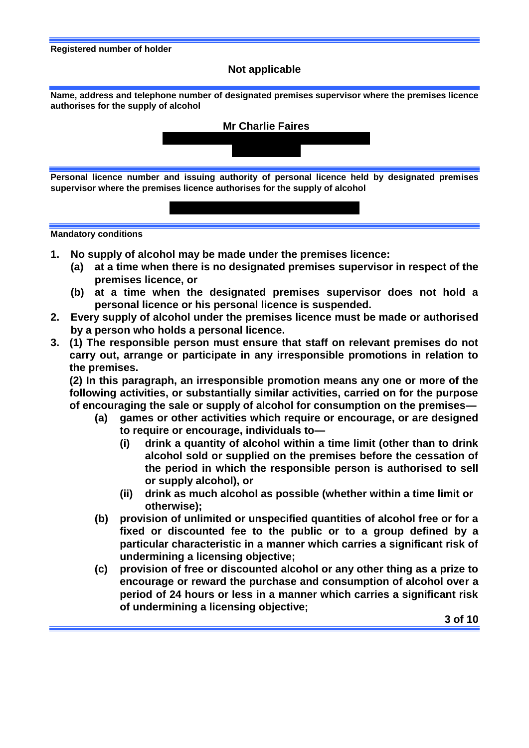**Registered number of holder**

**Not applicable**

**Name, address and telephone number of designated premises supervisor where the premises licence authorises for the supply of alcohol**

**Mr Charlie Faires**

**Personal licence number and issuing authority of personal licence held by designated premises supervisor where the premises licence authorises for the supply of alcohol**

**Mandatory conditions**

1. **No supply of alcohol may be made under the premises licence:**
   - **(a) at a time when there is no designated premises supervisor in respect of the premises licence, or**
   - **(b) at a time when the designated premises supervisor does not hold a personal licence or his personal licence is suspended.**
2. **Every supply of alcohol under the premises licence must be made or authorised by a person who holds a personal licence.**
3. **(1) The responsible person must ensure that staff on relevant premises do not carry out, arrange or participate in any irresponsible promotions in relation to the premises.**

   **(2) In this paragraph, an irresponsible promotion means any one or more of the following activities, or substantially similar activities, carried on for the purpose of encouraging the sale or supply of alcohol for consumption on the premises—**
   - **(a) games or other activities which require or encourage, or are designed to require or encourage, individuals to—**
     - **(i) drink a quantity of alcohol within a time limit (other than to drink alcohol sold or supplied on the premises before the cessation of the period in which the responsible person is authorised to sell or supply alcohol), or**
     - **(ii) drink as much alcohol as possible (whether within a time limit or otherwise);**
   - **(b) provision of unlimited or unspecified quantities of alcohol free or for a fixed or discounted fee to the public or to a group defined by a particular characteristic in a manner which carries a significant risk of undermining a licensing objective;**
   - **(c) provision of free or discounted alcohol or any other thing as a prize to encourage or reward the purchase and consumption of alcohol over a period of 24 hours or less in a manner which carries a significant risk of undermining a licensing objective;**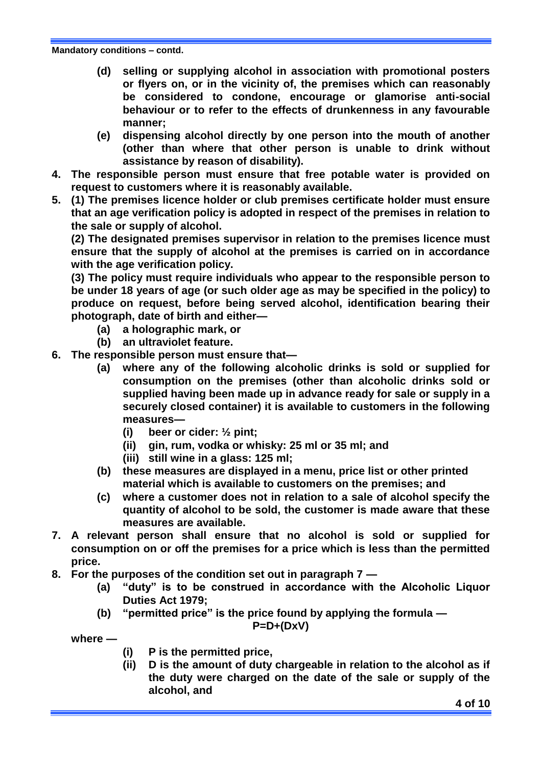**Mandatory conditions – contd.**

- **(d) selling or supplying alcohol in association with promotional posters or flyers on, or in the vicinity of, the premises which can reasonably be considered to condone, encourage or glamorise anti-social behaviour or to refer to the effects of drunkenness in any favourable manner;**
- **(e) dispensing alcohol directly by one person into the mouth of another (other than where that other person is unable to drink without assistance by reason of disability).**

**4. The responsible person must ensure that free potable water is provided on request to customers where it is reasonably available.**

**5. (1) The premises licence holder or club premises certificate holder must ensure that an age verification policy is adopted in respect of the premises in relation to the sale or supply of alcohol.**

**(2) The designated premises supervisor in relation to the premises licence must ensure that the supply of alcohol at the premises is carried on in accordance with the age verification policy.**

**(3) The policy must require individuals who appear to the responsible person to be under 18 years of age (or such older age as may be specified in the policy) to produce on request, before being served alcohol, identification bearing their photograph, date of birth and either—**

- **(a) a holographic mark, or**
- **(b) an ultraviolet feature.**

**6. The responsible person must ensure that—**

- **(a) where any of the following alcoholic drinks is sold or supplied for consumption on the premises (other than alcoholic drinks sold or supplied having been made up in advance ready for sale or supply in a securely closed container) it is available to customers in the following measures—**
  - **(i) beer or cider: ½ pint;**
  - **(ii) gin, rum, vodka or whisky: 25 ml or 35 ml; and**
  - **(iii) still wine in a glass: 125 ml;**
- **(b) these measures are displayed in a menu, price list or other printed material which is available to customers on the premises; and**
- **(c) where a customer does not in relation to a sale of alcohol specify the quantity of alcohol to be sold, the customer is made aware that these measures are available.**

**7. A relevant person shall ensure that no alcohol is sold or supplied for consumption on or off the premises for a price which is less than the permitted price.**

**8. For the purposes of the condition set out in paragraph 7 —**

- **(a) "duty" is to be construed in accordance with the Alcoholic Liquor Duties Act 1979;**
- **(b) "permitted price" is the price found by applying the formula —**

$$P=D+(D \times V)$$

**where —**

- **(i) P is the permitted price,**
- **(ii) D is the amount of duty chargeable in relation to the alcohol as if the duty were charged on the date of the sale or supply of the alcohol, and**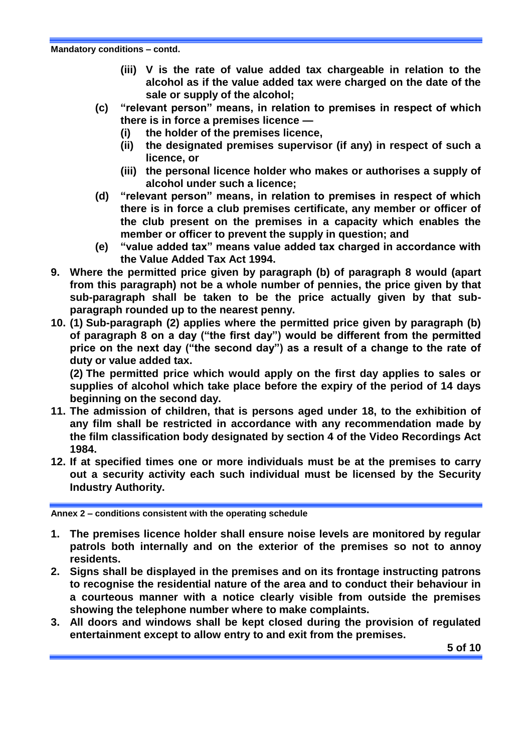**Mandatory conditions – contd.**

- **(iii) V is the rate of value added tax chargeable in relation to the alcohol as if the value added tax were charged on the date of the sale or supply of the alcohol;**

**(c) "relevant person" means, in relation to premises in respect of which there is in force a premises licence —**

- **(i) the holder of the premises licence,**
- **(ii) the designated premises supervisor (if any) in respect of such a licence, or**
- **(iii) the personal licence holder who makes or authorises a supply of alcohol under such a licence;**

**(d) "relevant person" means, in relation to premises in respect of which there is in force a club premises certificate, any member or officer of the club present on the premises in a capacity which enables the member or officer to prevent the supply in question; and**

**(e) "value added tax" means value added tax charged in accordance with the Value Added Tax Act 1994.**

**9. Where the permitted price given by paragraph (b) of paragraph 8 would (apart from this paragraph) not be a whole number of pennies, the price given by that sub-paragraph shall be taken to be the price actually given by that sub-paragraph rounded up to the nearest penny.**

**10. (1) Sub-paragraph (2) applies where the permitted price given by paragraph (b) of paragraph 8 on a day ("the first day") would be different from the permitted price on the next day ("the second day") as a result of a change to the rate of duty or value added tax.**

**(2) The permitted price which would apply on the first day applies to sales or supplies of alcohol which take place before the expiry of the period of 14 days beginning on the second day.**

**11. The admission of children, that is persons aged under 18, to the exhibition of any film shall be restricted in accordance with any recommendation made by the film classification body designated by section 4 of the Video Recordings Act 1984.**

**12. If at specified times one or more individuals must be at the premises to carry out a security activity each such individual must be licensed by the Security Industry Authority.**

**Annex 2 – conditions consistent with the operating schedule**

1. **The premises licence holder shall ensure noise levels are monitored by regular patrols both internally and on the exterior of the premises so not to annoy residents.**
2. **Signs shall be displayed in the premises and on its frontage instructing patrons to recognise the residential nature of the area and to conduct their behaviour in a courteous manner with a notice clearly visible from outside the premises showing the telephone number where to make complaints.**
3. **All doors and windows shall be kept closed during the provision of regulated entertainment except to allow entry to and exit from the premises.**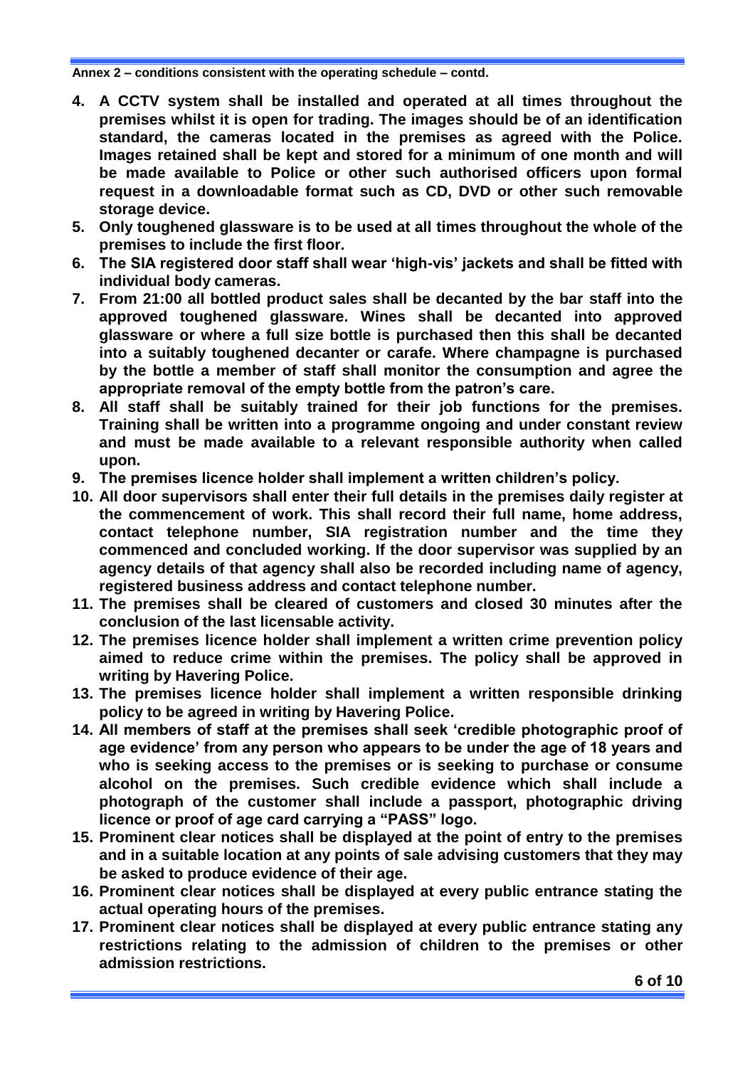**Annex 2 – conditions consistent with the operating schedule – contd.**

4. **A CCTV system shall be installed and operated at all times throughout the premises whilst it is open for trading. The images should be of an identification standard, the cameras located in the premises as agreed with the Police. Images retained shall be kept and stored for a minimum of one month and will be made available to Police or other such authorised officers upon formal request in a downloadable format such as CD, DVD or other such removable storage device.**
5. **Only toughened glassware is to be used at all times throughout the whole of the premises to include the first floor.**
6. **The SIA registered door staff shall wear 'high-vis' jackets and shall be fitted with individual body cameras.**
7. **From 21:00 all bottled product sales shall be decanted by the bar staff into the approved toughened glassware. Wines shall be decanted into approved glassware or where a full size bottle is purchased then this shall be decanted into a suitably toughened decanter or carafe. Where champagne is purchased by the bottle a member of staff shall monitor the consumption and agree the appropriate removal of the empty bottle from the patron's care.**
8. **All staff shall be suitably trained for their job functions for the premises. Training shall be written into a programme ongoing and under constant review and must be made available to a relevant responsible authority when called upon.**
9. **The premises licence holder shall implement a written children's policy.**
10. **All door supervisors shall enter their full details in the premises daily register at the commencement of work. This shall record their full name, home address, contact telephone number, SIA registration number and the time they commenced and concluded working. If the door supervisor was supplied by an agency details of that agency shall also be recorded including name of agency, registered business address and contact telephone number.**
11. **The premises shall be cleared of customers and closed 30 minutes after the conclusion of the last licensable activity.**
12. **The premises licence holder shall implement a written crime prevention policy aimed to reduce crime within the premises. The policy shall be approved in writing by Havering Police.**
13. **The premises licence holder shall implement a written responsible drinking policy to be agreed in writing by Havering Police.**
14. **All members of staff at the premises shall seek 'credible photographic proof of age evidence' from any person who appears to be under the age of 18 years and who is seeking access to the premises or is seeking to purchase or consume alcohol on the premises. Such credible evidence which shall include a photograph of the customer shall include a passport, photographic driving licence or proof of age card carrying a "PASS" logo.**
15. **Prominent clear notices shall be displayed at the point of entry to the premises and in a suitable location at any points of sale advising customers that they may be asked to produce evidence of their age.**
16. **Prominent clear notices shall be displayed at every public entrance stating the actual operating hours of the premises.**
17. **Prominent clear notices shall be displayed at every public entrance stating any restrictions relating to the admission of children to the premises or other admission restrictions.**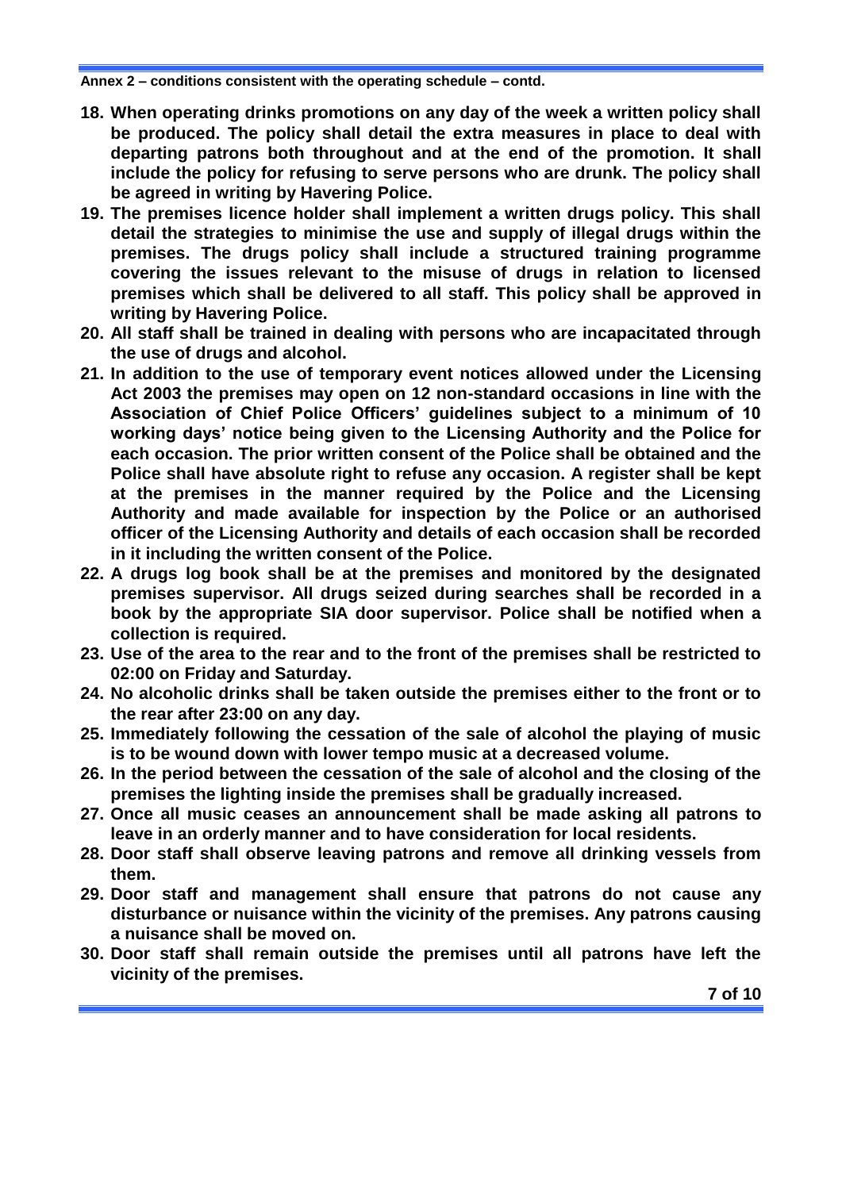Annex 2 – conditions consistent with the operating schedule – contd.

18. **When operating drinks promotions on any day of the week a written policy shall be produced. The policy shall detail the extra measures in place to deal with departing patrons both throughout and at the end of the promotion. It shall include the policy for refusing to serve persons who are drunk. The policy shall be agreed in writing by Havering Police.**
19. **The premises licence holder shall implement a written drugs policy. This shall detail the strategies to minimise the use and supply of illegal drugs within the premises. The drugs policy shall include a structured training programme covering the issues relevant to the misuse of drugs in relation to licensed premises which shall be delivered to all staff. This policy shall be approved in writing by Havering Police.**
20. **All staff shall be trained in dealing with persons who are incapacitated through the use of drugs and alcohol.**
21. **In addition to the use of temporary event notices allowed under the Licensing Act 2003 the premises may open on 12 non-standard occasions in line with the Association of Chief Police Officers' guidelines subject to a minimum of 10 working days' notice being given to the Licensing Authority and the Police for each occasion. The prior written consent of the Police shall be obtained and the Police shall have absolute right to refuse any occasion. A register shall be kept at the premises in the manner required by the Police and the Licensing Authority and made available for inspection by the Police or an authorised officer of the Licensing Authority and details of each occasion shall be recorded in it including the written consent of the Police.**
22. **A drugs log book shall be at the premises and monitored by the designated premises supervisor. All drugs seized during searches shall be recorded in a book by the appropriate SIA door supervisor. Police shall be notified when a collection is required.**
23. **Use of the area to the rear and to the front of the premises shall be restricted to 02:00 on Friday and Saturday.**
24. **No alcoholic drinks shall be taken outside the premises either to the front or to the rear after 23:00 on any day.**
25. **Immediately following the cessation of the sale of alcohol the playing of music is to be wound down with lower tempo music at a decreased volume.**
26. **In the period between the cessation of the sale of alcohol and the closing of the premises the lighting inside the premises shall be gradually increased.**
27. **Once all music ceases an announcement shall be made asking all patrons to leave in an orderly manner and to have consideration for local residents.**
28. **Door staff shall observe leaving patrons and remove all drinking vessels from them.**
29. **Door staff and management shall ensure that patrons do not cause any disturbance or nuisance within the vicinity of the premises. Any patrons causing a nuisance shall be moved on.**
30. **Door staff shall remain outside the premises until all patrons have left the vicinity of the premises.**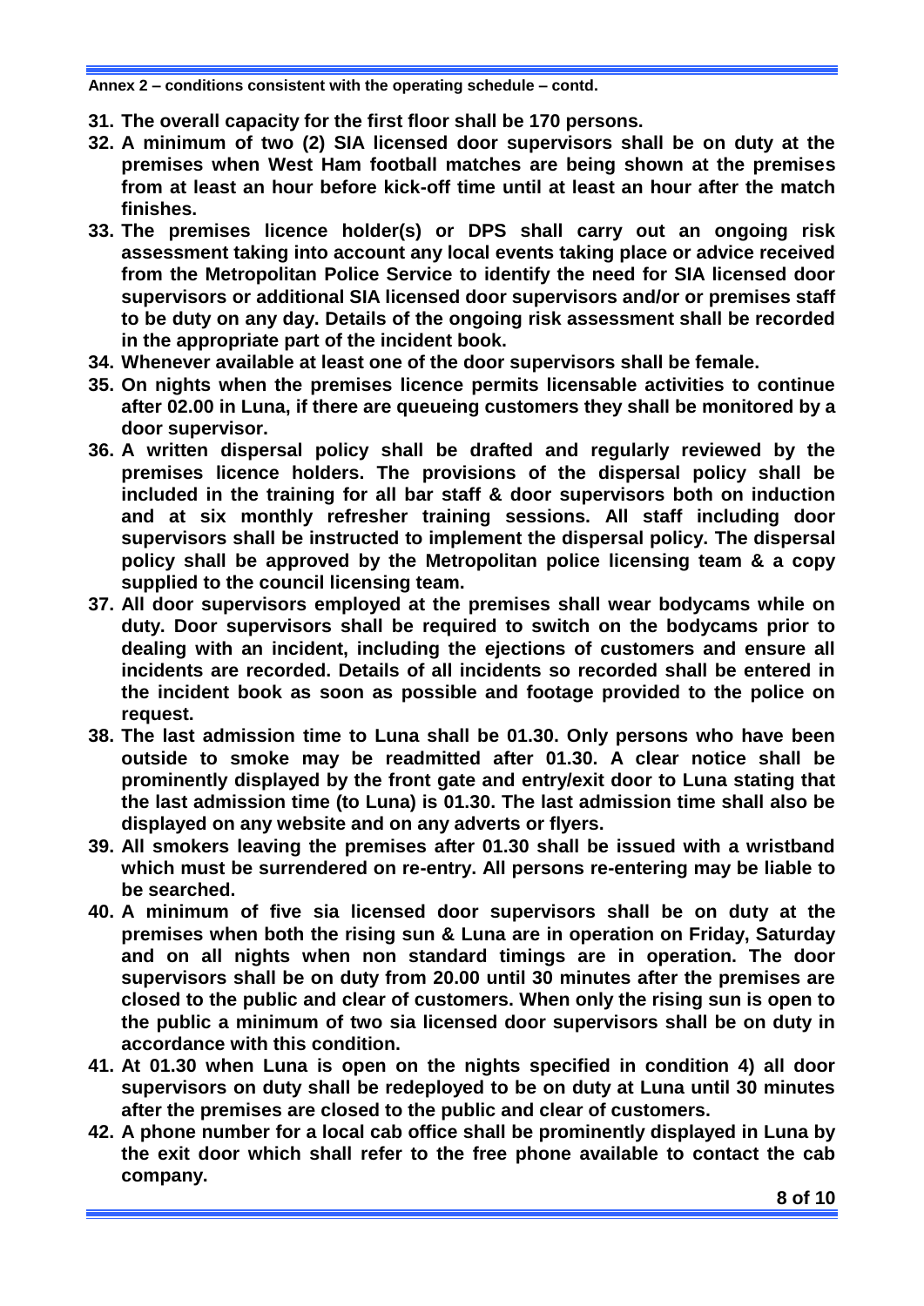**Annex 2 – conditions consistent with the operating schedule – contd.**

31. **The overall capacity for the first floor shall be 170 persons.**
32. **A minimum of two (2) SIA licensed door supervisors shall be on duty at the premises when West Ham football matches are being shown at the premises from at least an hour before kick-off time until at least an hour after the match finishes.**
33. **The premises licence holder(s) or DPS shall carry out an ongoing risk assessment taking into account any local events taking place or advice received from the Metropolitan Police Service to identify the need for SIA licensed door supervisors or additional SIA licensed door supervisors and/or or premises staff to be duty on any day. Details of the ongoing risk assessment shall be recorded in the appropriate part of the incident book.**
34. **Whenever available at least one of the door supervisors shall be female.**
35. **On nights when the premises licence permits licensable activities to continue after 02.00 in Luna, if there are queueing customers they shall be monitored by a door supervisor.**
36. **A written dispersal policy shall be drafted and regularly reviewed by the premises licence holders. The provisions of the dispersal policy shall be included in the training for all bar staff & door supervisors both on induction and at six monthly refresher training sessions. All staff including door supervisors shall be instructed to implement the dispersal policy. The dispersal policy shall be approved by the Metropolitan police licensing team & a copy supplied to the council licensing team.**
37. **All door supervisors employed at the premises shall wear bodycams while on duty. Door supervisors shall be required to switch on the bodycams prior to dealing with an incident, including the ejections of customers and ensure all incidents are recorded. Details of all incidents so recorded shall be entered in the incident book as soon as possible and footage provided to the police on request.**
38. **The last admission time to Luna shall be 01.30. Only persons who have been outside to smoke may be readmitted after 01.30. A clear notice shall be prominently displayed by the front gate and entry/exit door to Luna stating that the last admission time (to Luna) is 01.30. The last admission time shall also be displayed on any website and on any adverts or flyers.**
39. **All smokers leaving the premises after 01.30 shall be issued with a wristband which must be surrendered on re-entry. All persons re-entering may be liable to be searched.**
40. **A minimum of five sia licensed door supervisors shall be on duty at the premises when both the rising sun & Luna are in operation on Friday, Saturday and on all nights when non standard timings are in operation. The door supervisors shall be on duty from 20.00 until 30 minutes after the premises are closed to the public and clear of customers. When only the rising sun is open to the public a minimum of two sia licensed door supervisors shall be on duty in accordance with this condition.**
41. **At 01.30 when Luna is open on the nights specified in condition 4) all door supervisors on duty shall be redeployed to be on duty at Luna until 30 minutes after the premises are closed to the public and clear of customers.**
42. **A phone number for a local cab office shall be prominently displayed in Luna by the exit door which shall refer to the free phone available to contact the cab company.**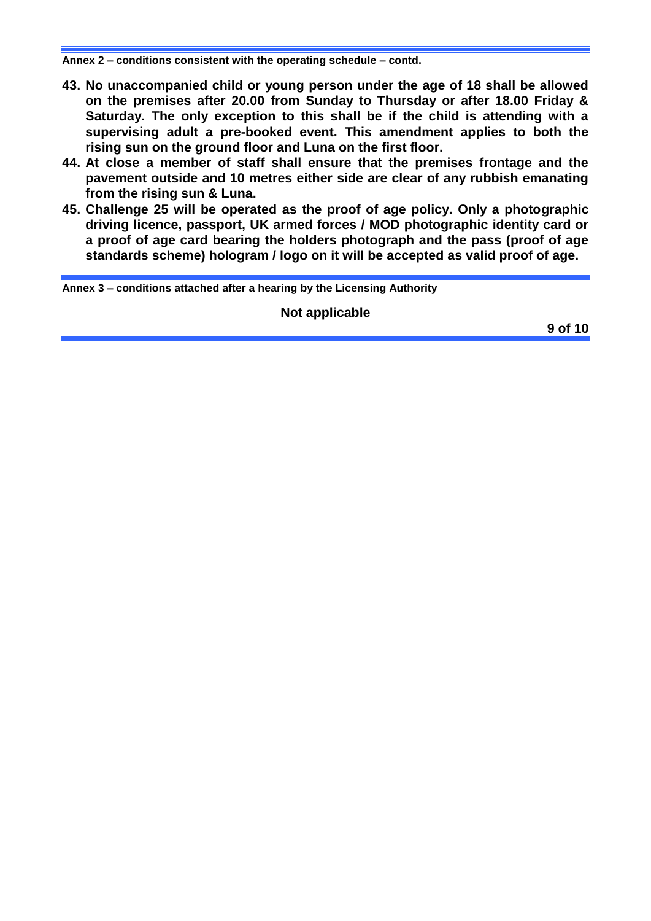**Annex 2 – conditions consistent with the operating schedule – contd.**

43. **No unaccompanied child or young person under the age of 18 shall be allowed on the premises after 20.00 from Sunday to Thursday or after 18.00 Friday & Saturday. The only exception to this shall be if the child is attending with a supervising adult a pre-booked event. This amendment applies to both the rising sun on the ground floor and Luna on the first floor.**
44. **At close a member of staff shall ensure that the premises frontage and the pavement outside and 10 metres either side are clear of any rubbish emanating from the rising sun & Luna.**
45. **Challenge 25 will be operated as the proof of age policy. Only a photographic driving licence, passport, UK armed forces / MOD photographic identity card or a proof of age card bearing the holders photograph and the pass (proof of age standards scheme) hologram / logo on it will be accepted as valid proof of age.**

**Annex 3 – conditions attached after a hearing by the Licensing Authority**

**Not applicable**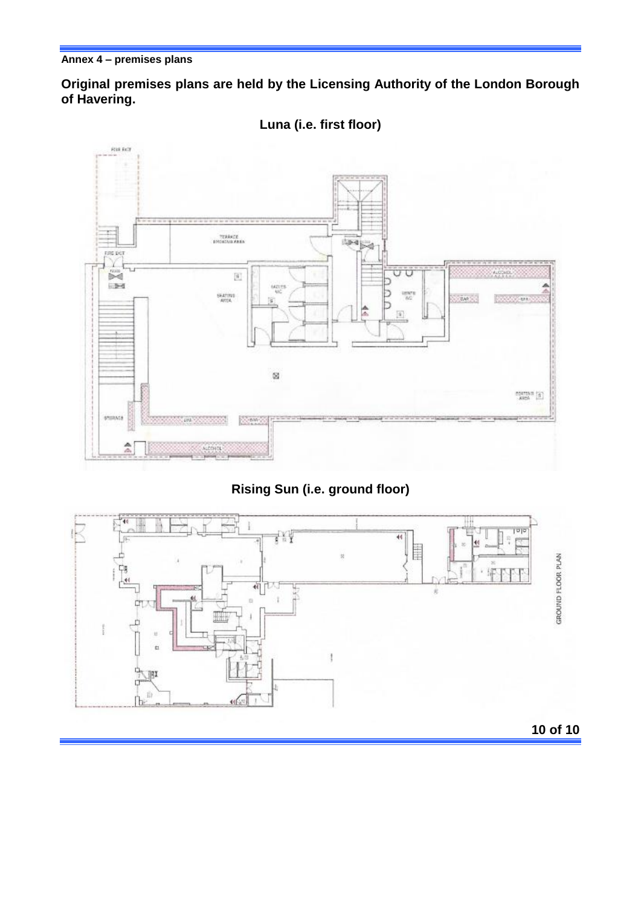**Annex 4 – premises plans**

**Original premises plans are held by the Licensing Authority of the London Borough of Havering.**

**Luna (i.e. first floor)**

**Rising Sun (i.e. ground floor)**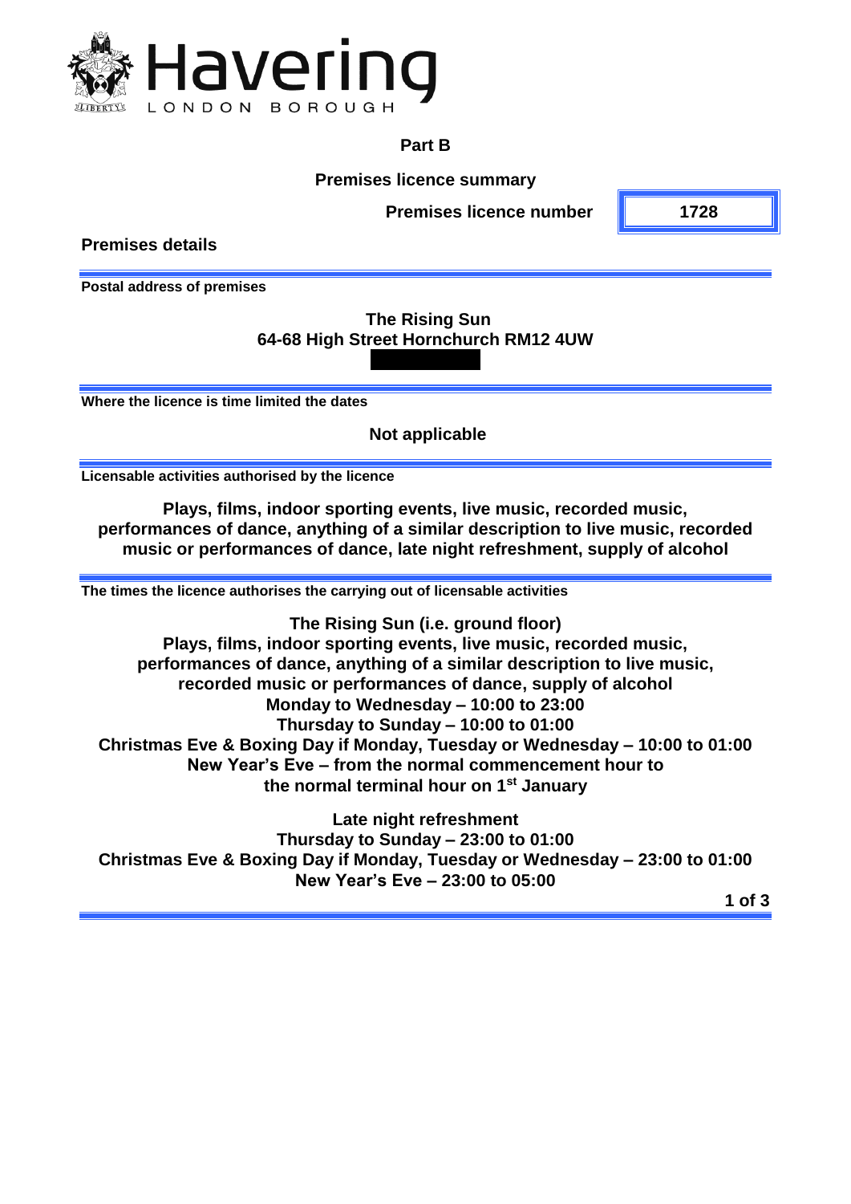Havering
LONDON BOROUGH

## Part B

### Premises licence summary

**Premises licence number** | **1728**

### Premises details

**Postal address of premises**

**The Rising Sun**
**64-68 High Street Hornchurch RM12 4UW**

**Where the licence is time limited the dates**

**Not applicable**

**Licensable activities authorised by the licence**

**Plays, films, indoor sporting events, live music, recorded music, performances of dance, anything of a similar description to live music, recorded music or performances of dance, late night refreshment, supply of alcohol**

**The times the licence authorises the carrying out of licensable activities**

**The Rising Sun (i.e. ground floor)**
**Plays, films, indoor sporting events, live music, recorded music, performances of dance, anything of a similar description to live music, recorded music or performances of dance, supply of alcohol**
**Monday to Wednesday – 10:00 to 23:00**
**Thursday to Sunday – 10:00 to 01:00**
**Christmas Eve & Boxing Day if Monday, Tuesday or Wednesday – 10:00 to 01:00**
**New Year's Eve – from the normal commencement hour to the normal terminal hour on 1st January**

**Late night refreshment**
**Thursday to Sunday – 23:00 to 01:00**
**Christmas Eve & Boxing Day if Monday, Tuesday or Wednesday – 23:00 to 01:00**
**New Year's Eve – 23:00 to 05:00**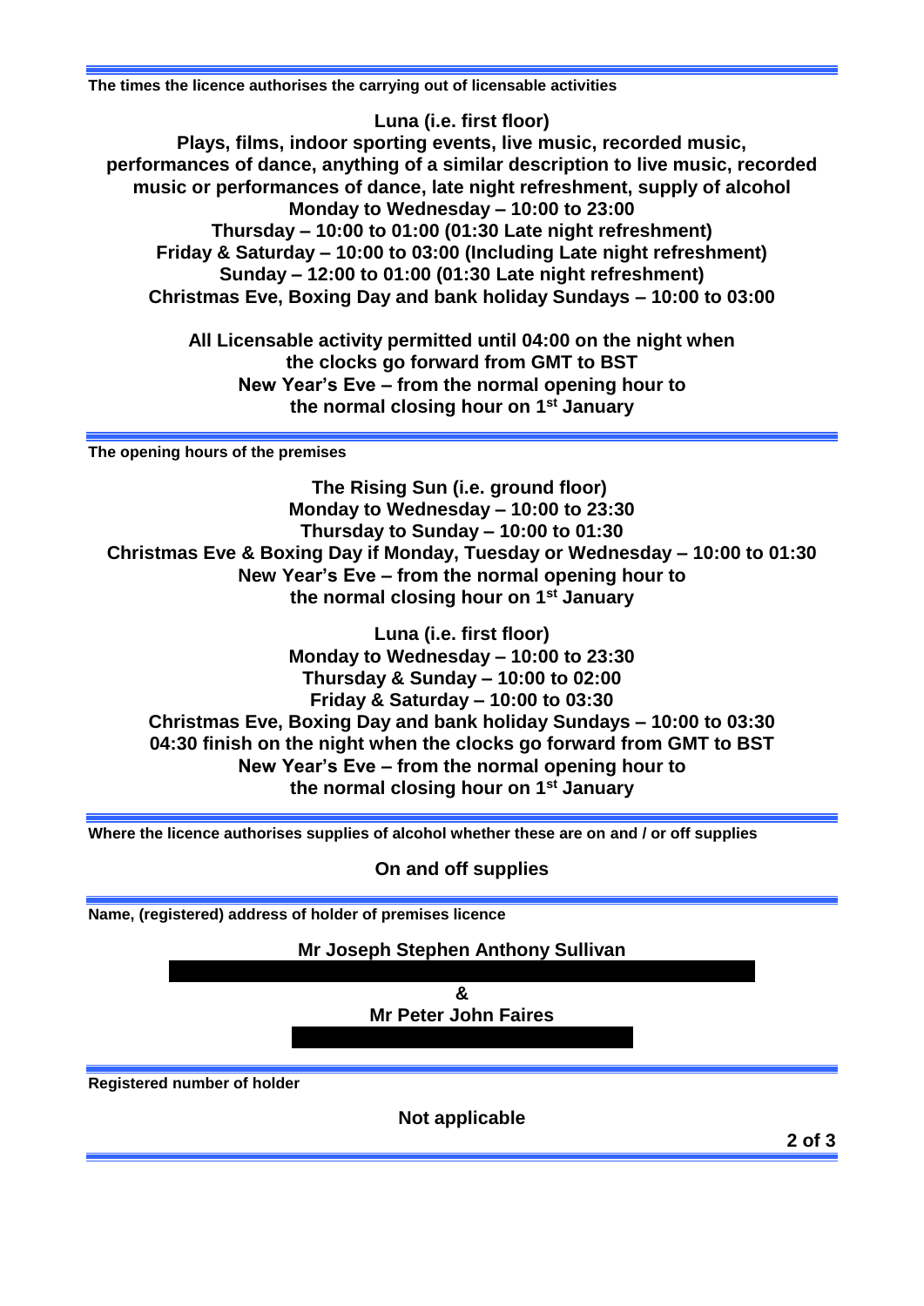**The times the licence authorises the carrying out of licensable activities**

**Luna (i.e. first floor)**
**Plays, films, indoor sporting events, live music, recorded music, performances of dance, anything of a similar description to live music, recorded music or performances of dance, late night refreshment, supply of alcohol**
**Monday to Wednesday – 10:00 to 23:00**
**Thursday – 10:00 to 01:00 (01:30 Late night refreshment)**
**Friday & Saturday – 10:00 to 03:00 (Including Late night refreshment)**
**Sunday – 12:00 to 01:00 (01:30 Late night refreshment)**
**Christmas Eve, Boxing Day and bank holiday Sundays – 10:00 to 03:00**

**All Licensable activity permitted until 04:00 on the night when the clocks go forward from GMT to BST**
**New Year's Eve – from the normal opening hour to the normal closing hour on 1st January**

**The opening hours of the premises**

**The Rising Sun (i.e. ground floor)**
**Monday to Wednesday – 10:00 to 23:30**
**Thursday to Sunday – 10:00 to 01:30**
**Christmas Eve & Boxing Day if Monday, Tuesday or Wednesday – 10:00 to 01:30**
**New Year's Eve – from the normal opening hour to the normal closing hour on 1st January**

**Luna (i.e. first floor)**
**Monday to Wednesday – 10:00 to 23:30**
**Thursday & Sunday – 10:00 to 02:00**
**Friday & Saturday – 10:00 to 03:30**
**Christmas Eve, Boxing Day and bank holiday Sundays – 10:00 to 03:30**
**04:30 finish on the night when the clocks go forward from GMT to BST**
**New Year's Eve – from the normal opening hour to the normal closing hour on 1st January**

**Where the licence authorises supplies of alcohol whether these are on and / or off supplies**

**On and off supplies**

**Name, (registered) address of holder of premises licence**

**Mr Joseph Stephen Anthony Sullivan**

**&**
**Mr Peter John Faires**

**Registered number of holder**

**Not applicable**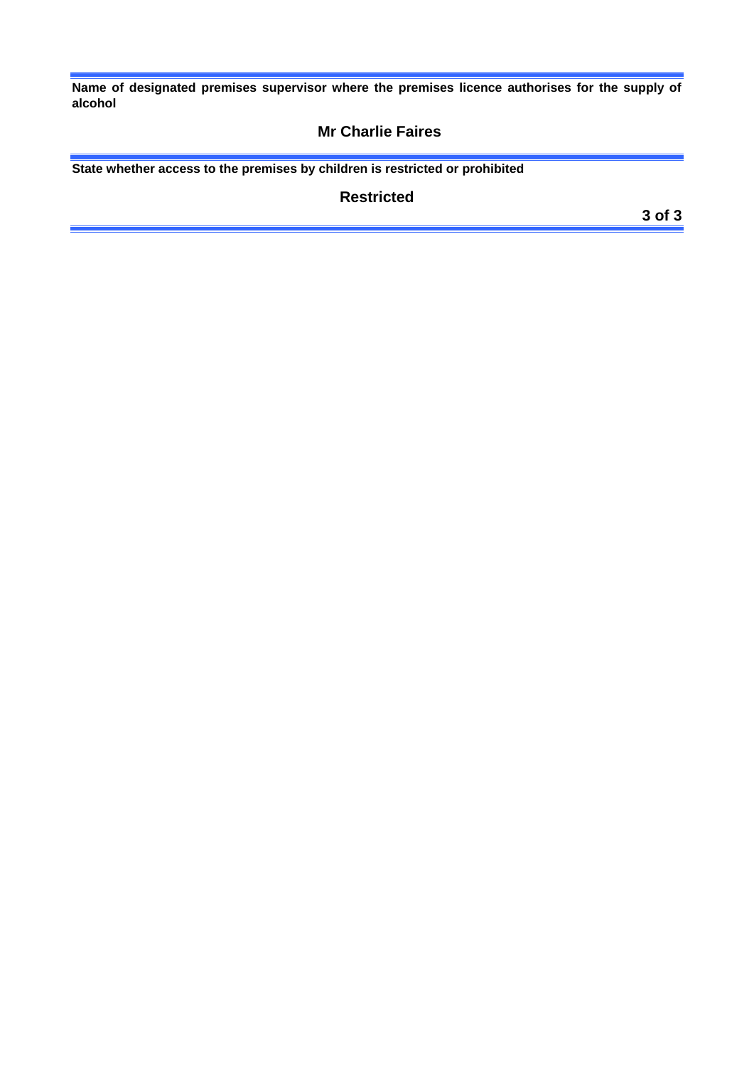**Name of designated premises supervisor where the premises licence authorises for the supply of alcohol**

**Mr Charlie Faires**

**State whether access to the premises by children is restricted or prohibited**

**Restricted**